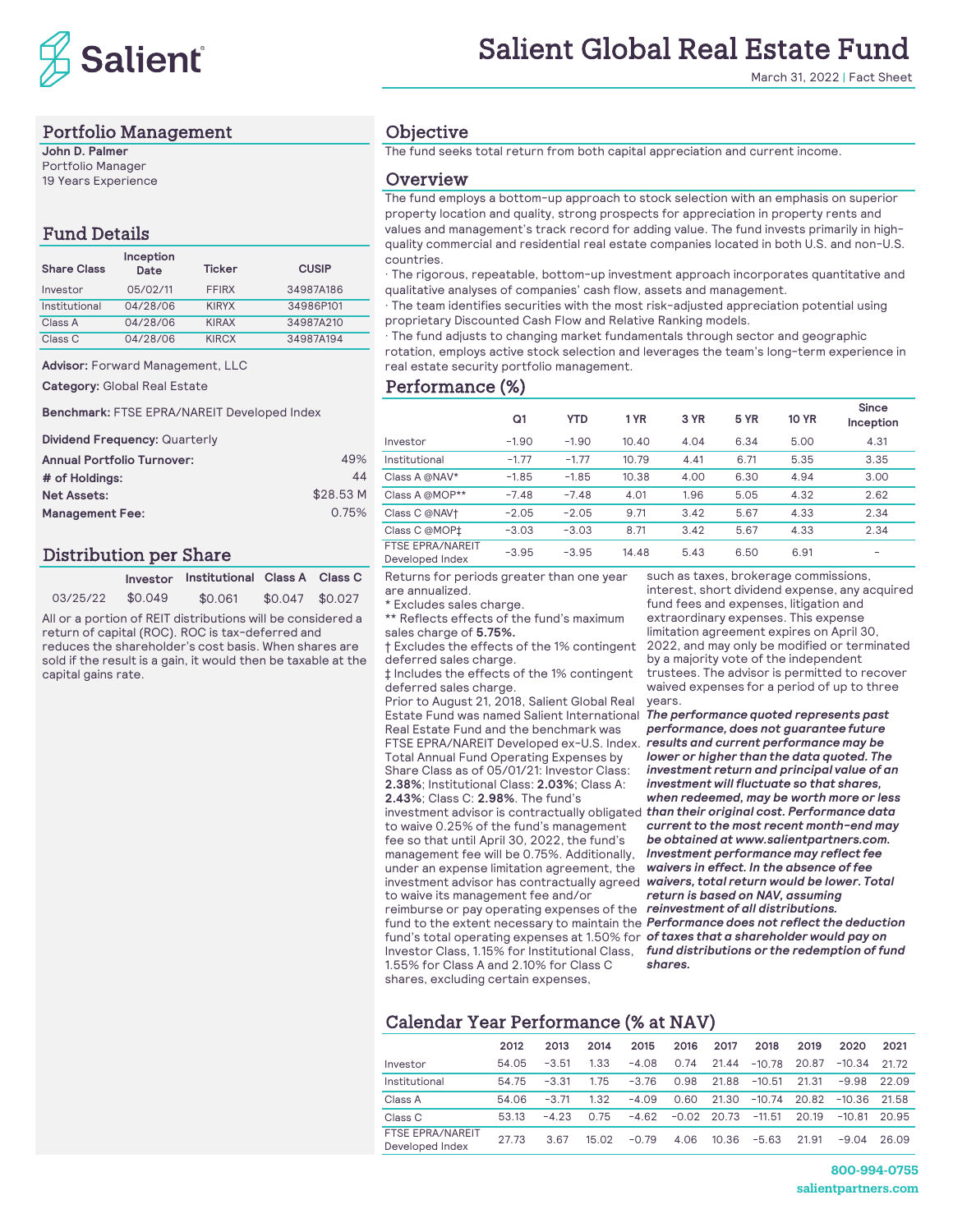# Salient Global Real Estate Fund

March 31, 2022 | Fact Sheet

## Portfolio Management

**John D. Palmer**
Portfolio Manager
19 Years Experience

## Fund Details

| Share Class | Inception Date | Ticker | CUSIP |
|---|---|---|---|
| Investor | 05/02/11 | FFIRX | 34987A186 |
| Institutional | 04/28/06 | KIRYX | 34986P101 |
| Class A | 04/28/06 | KIRAX | 34987A210 |
| Class C | 04/28/06 | KIRCX | 34987A194 |

**Advisor:** Forward Management, LLC

**Category:** Global Real Estate

**Benchmark:** FTSE EPRA/NAREIT Developed Index

**Dividend Frequency:** Quarterly

| | |
|---|---|
| **Annual Portfolio Turnover:** | 49% |
| **# of Holdings:** | 44 |
| **Net Assets:** | $28.53 M |
| **Management Fee:** | 0.75% |

## Distribution per Share

| | Investor | Institutional | Class A | Class C |
|---|---|---|---|---|
| 03/25/22 | $0.049 | $0.061 | $0.047 | $0.027 |

All or a portion of REIT distributions will be considered a return of capital (ROC). ROC is tax-deferred and reduces the shareholder's cost basis. When shares are sold if the result is a gain, it would then be taxable at the capital gains rate.

## Objective

The fund seeks total return from both capital appreciation and current income.

## Overview

The fund employs a bottom-up approach to stock selection with an emphasis on superior property location and quality, strong prospects for appreciation in property rents and values and management's track record for adding value. The fund invests primarily in high-quality commercial and residential real estate companies located in both U.S. and non-U.S. countries.

- The rigorous, repeatable, bottom-up investment approach incorporates quantitative and qualitative analyses of companies' cash flow, assets and management.
- The team identifies securities with the most risk-adjusted appreciation potential using proprietary Discounted Cash Flow and Relative Ranking models.
- The fund adjusts to changing market fundamentals through sector and geographic rotation, employs active stock selection and leverages the team's long-term experience in real estate security portfolio management.

## Performance (%)

| | Q1 | YTD | 1 YR | 3 YR | 5 YR | 10 YR | Since Inception |
|---|---|---|---|---|---|---|---|
| Investor | −1.90 | −1.90 | 10.40 | 4.04 | 6.34 | 5.00 | 4.31 |
| Institutional | −1.77 | −1.77 | 10.79 | 4.41 | 6.71 | 5.35 | 3.35 |
| Class A @NAV* | −1.85 | −1.85 | 10.38 | 4.00 | 6.30 | 4.94 | 3.00 |
| Class A @MOP** | −7.48 | −7.48 | 4.01 | 1.96 | 5.05 | 4.32 | 2.62 |
| Class C @NAV† | −2.05 | −2.05 | 9.71 | 3.42 | 5.67 | 4.33 | 2.34 |
| Class C @MOP‡ | −3.03 | −3.03 | 8.71 | 3.42 | 5.67 | 4.33 | 2.34 |
| FTSE EPRA/NAREIT Developed Index | −3.95 | −3.95 | 14.48 | 5.43 | 6.50 | 6.91 | – |

Returns for periods greater than one year are annualized.
* Excludes sales charge.
** Reflects effects of the fund's maximum sales charge of **5.75%.**
† Excludes the effects of the 1% contingent deferred sales charge.
‡ Includes the effects of the 1% contingent deferred sales charge.
Prior to August 21, 2018, Salient Global Real Estate Fund was named Salient International Real Estate Fund and the benchmark was FTSE EPRA/NAREIT Developed ex-U.S. Index.
Total Annual Fund Operating Expenses by Share Class as of 05/01/21: Investor Class: **2.38%**; Institutional Class: **2.03%**; Class A: **2.43%**; Class C: **2.98%**. The fund's investment advisor is contractually obligated to waive 0.25% of the fund's management fee so that until April 30, 2022, the fund's management fee will be 0.75%. Additionally, under an expense limitation agreement, the investment advisor has contractually agreed to waive its management fee and/or reimburse or pay operating expenses of the fund to the extent necessary to maintain the fund's total operating expenses at 1.50% for Investor Class, 1.15% for Institutional Class, 1.55% for Class A and 2.10% for Class C shares, excluding certain expenses, such as taxes, brokerage commissions, interest, short dividend expense, any acquired fund fees and expenses, litigation and extraordinary expenses. This expense limitation agreement expires on April 30, 2022, and may only be modified or terminated by a majority vote of the independent trustees. The advisor is permitted to recover waived expenses for a period of up to three years.

***The performance quoted represents past performance, does not guarantee future results and current performance may be lower or higher than the data quoted. The investment return and principal value of an investment will fluctuate so that shares, when redeemed, may be worth more or less than their original cost. Performance data current to the most recent month-end may be obtained at www.salientpartners.com. Investment performance may reflect fee waivers in effect. In the absence of fee waivers, total return would be lower. Total return is based on NAV, assuming reinvestment of all distributions. Performance does not reflect the deduction of taxes that a shareholder would pay on fund distributions or the redemption of fund shares.***

## Calendar Year Performance (% at NAV)

| | 2012 | 2013 | 2014 | 2015 | 2016 | 2017 | 2018 | 2019 | 2020 | 2021 |
|---|---|---|---|---|---|---|---|---|---|---|
| Investor | 54.05 | −3.51 | 1.33 | −4.08 | 0.74 | 21.44 | −10.78 | 20.87 | −10.34 | 21.72 |
| Institutional | 54.75 | −3.31 | 1.75 | −3.76 | 0.98 | 21.88 | −10.51 | 21.31 | −9.98 | 22.09 |
| Class A | 54.06 | −3.71 | 1.32 | −4.09 | 0.60 | 21.30 | −10.74 | 20.82 | −10.36 | 21.58 |
| Class C | 53.13 | −4.23 | 0.75 | −4.62 | −0.02 | 20.73 | −11.51 | 20.19 | −10.81 | 20.95 |
| FTSE EPRA/NAREIT Developed Index | 27.73 | 3.67 | 15.02 | −0.79 | 4.06 | 10.36 | −5.63 | 21.91 | −9.04 | 26.09 |

**800-994-0755**
**salientpartners.com**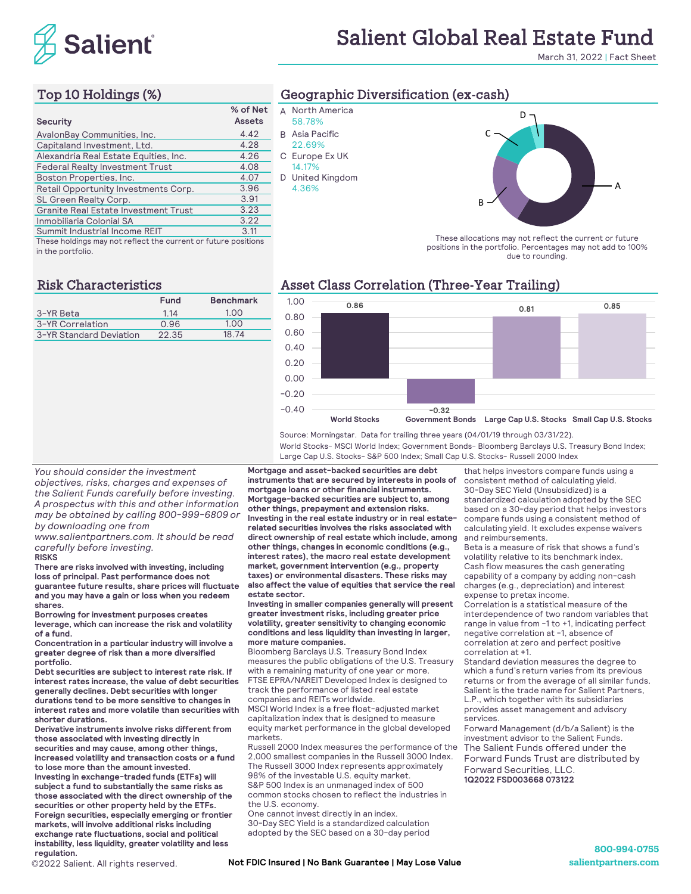# Salient Global Real Estate Fund

March 31, 2022 | Fact Sheet

## Top 10 Holdings (%)

| Security | % of Net Assets |
|---|---|
| AvalonBay Communities, Inc. | 4.42 |
| Capitaland Investment, Ltd. | 4.28 |
| Alexandria Real Estate Equities, Inc. | 4.26 |
| Federal Realty Investment Trust | 4.08 |
| Boston Properties, Inc. | 4.07 |
| Retail Opportunity Investments Corp. | 3.96 |
| SL Green Realty Corp. | 3.91 |
| Granite Real Estate Investment Trust | 3.23 |
| Inmobiliaria Colonial SA | 3.22 |
| Summit Industrial Income REIT | 3.11 |

These holdings may not reflect the current or future positions in the portfolio.

## Geographic Diversification (ex-cash)

A North America 58.78%

B Asia Pacific 22.69%

C Europe Ex UK 14.17%

D United Kingdom 4.36%

These allocations may not reflect the current or future positions in the portfolio. Percentages may not add to 100% due to rounding.

## Risk Characteristics

| | Fund | Benchmark |
|---|---|---|
| 3-YR Beta | 1.14 | 1.00 |
| 3-YR Correlation | 0.96 | 1.00 |
| 3-YR Standard Deviation | 22.35 | 18.74 |

## Asset Class Correlation (Three-Year Trailing)

1.00
0.80
0.60
0.40
0.20
0.00
-0.20
-0.40

World Stocks 0.86
Government Bonds -0.32
Large Cap U.S. Stocks 0.81
Small Cap U.S. Stocks 0.85

Source: Morningstar. Data for trailing three years (04/01/19 through 03/31/22).

World Stocks- MSCI World Index; Government Bonds- Bloomberg Barclays U.S. Treasury Bond Index; Large Cap U.S. Stocks- S&P 500 Index; Small Cap U.S. Stocks- Russell 2000 Index

*You should consider the investment objectives, risks, charges and expenses of the Salient Funds carefully before investing. A prospectus with this and other information may be obtained by calling 800-999-6809 or by downloading one from www.salientpartners.com. It should be read carefully before investing.*

**RISKS**

**There are risks involved with investing, including loss of principal. Past performance does not guarantee future results, share prices will fluctuate and you may have a gain or loss when you redeem shares.**

**Borrowing for investment purposes creates leverage, which can increase the risk and volatility of a fund.**

**Concentration in a particular industry will involve a greater degree of risk than a more diversified portfolio.**

**Debt securities are subject to interest rate risk. If interest rates increase, the value of debt securities generally declines. Debt securities with longer durations tend to be more sensitive to changes in interest rates and more volatile than securities with shorter durations.**

**Derivative instruments involve risks different from those associated with investing directly in securities and may cause, among other things, increased volatility and transaction costs or a fund to lose more than the amount invested.**

**Investing in exchange-traded funds (ETFs) will subject a fund to substantially the same risks as those associated with the direct ownership of the securities or other property held by the ETFs.**

**Foreign securities, especially emerging or frontier markets, will involve additional risks including exchange rate fluctuations, social and political instability, less liquidity, greater volatility and less regulation.**

**Mortgage and asset-backed securities are debt instruments that are secured by interests in pools of mortgage loans or other financial instruments. Mortgage-backed securities are subject to, among other things, prepayment and extension risks.**

**Investing in the real estate industry or in real estate-related securities involves the risks associated with direct ownership of real estate which include, among other things, changes in economic conditions (e.g., interest rates), the macro real estate development market, government intervention (e.g., property taxes) or environmental disasters. These risks may also affect the value of equities that service the real estate sector.**

**Investing in smaller companies generally will present greater investment risks, including greater price volatility, greater sensitivity to changing economic conditions and less liquidity than investing in larger, more mature companies.**

Bloomberg Barclays U.S. Treasury Bond Index measures the public obligations of the U.S. Treasury with a remaining maturity of one year or more.

FTSE EPRA/NAREIT Developed Index is designed to track the performance of listed real estate companies and REITs worldwide.

MSCI World Index is a free float-adjusted market capitalization index that is designed to measure equity market performance in the global developed markets.

Russell 2000 Index measures the performance of the 2,000 smallest companies in the Russell 3000 Index. The Russell 3000 Index represents approximately 98% of the investable U.S. equity market.

S&P 500 Index is an unmanaged index of 500 common stocks chosen to reflect the industries in the U.S. economy.

One cannot invest directly in an index.

30-Day SEC Yield is a standardized calculation adopted by the SEC based on a 30-day period that helps investors compare funds using a consistent method of calculating yield.

30-Day SEC Yield (Unsubsidized) is a standardized calculation adopted by the SEC based on a 30-day period that helps investors compare funds using a consistent method of calculating yield. It excludes expense waivers and reimbursements.

Beta is a measure of risk that shows a fund's volatility relative to its benchmark index.

Cash flow measures the cash generating capability of a company by adding non-cash charges (e.g., depreciation) and interest expense to pretax income.

Correlation is a statistical measure of the interdependence of two random variables that range in value from −1 to +1, indicating perfect negative correlation at −1, absence of correlation at zero and perfect positive correlation at +1.

Standard deviation measures the degree to which a fund's return varies from its previous returns or from the average of all similar funds.

Salient is the trade name for Salient Partners, L.P., which together with its subsidiaries provides asset management and advisory services.

Forward Management (d/b/a Salient) is the investment advisor to the Salient Funds.

The Salient Funds offered under the Forward Funds Trust are distributed by Forward Securities, LLC.

**1Q2022 FSD003668 073122**

©2022 Salient. All rights reserved.

**Not FDIC Insured | No Bank Guarantee | May Lose Value**

**800-994-0755**

**salientpartners.com**